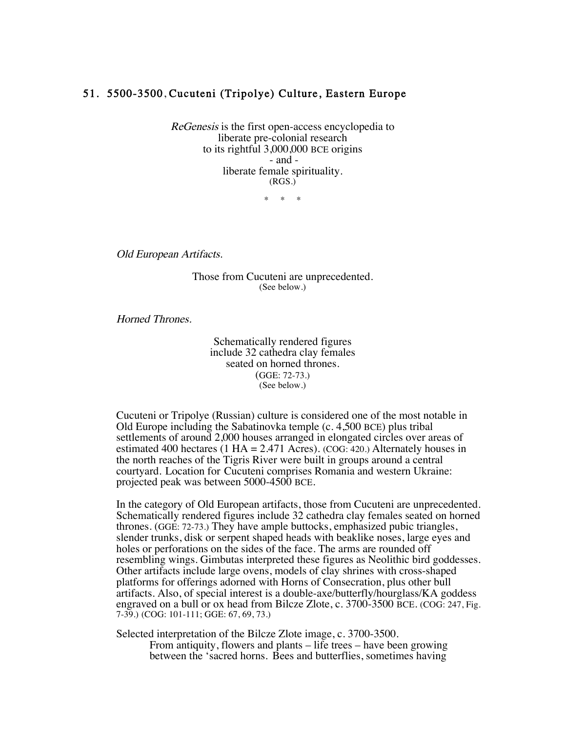## 51. 5500-3500, Cucuteni (Tripolye) Culture, Eastern Europe

*ReGenesis* is the first open-access encyclopedia to
liberate pre-colonial research
to its rightful 3,000,000 BCE origins
\- and -
liberate female spirituality.
(RGS.)

\* \* \*

*Old European Artifacts.*

Those from Cucuteni are unprecedented.
(See below.)

*Horned Thrones.*

Schematically rendered figures
include 32 cathedra clay females
seated on horned thrones.
(GGE: 72-73.)
(See below.)

Cucuteni or Tripolye (Russian) culture is considered one of the most notable in Old Europe including the Sabatinovka temple (c. 4,500 BCE) plus tribal settlements of around 2,000 houses arranged in elongated circles over areas of estimated 400 hectares (1 HA = 2.471 Acres). (COG: 420.) Alternately houses in the north reaches of the Tigris River were built in groups around a central courtyard. Location for Cucuteni comprises Romania and western Ukraine: projected peak was between 5000-4500 BCE.

In the category of Old European artifacts, those from Cucuteni are unprecedented. Schematically rendered figures include 32 cathedra clay females seated on horned thrones. (GGE: 72-73.) They have ample buttocks, emphasized pubic triangles, slender trunks, disk or serpent shaped heads with beaklike noses, large eyes and holes or perforations on the sides of the face. The arms are rounded off resembling wings. Gimbutas interpreted these figures as Neolithic bird goddesses. Other artifacts include large ovens, models of clay shrines with cross-shaped platforms for offerings adorned with Horns of Consecration, plus other bull artifacts. Also, of special interest is a double-axe/butterfly/hourglass/KA goddess engraved on a bull or ox head from Bilcze Zlote, c. 3700-3500 BCE. (COG: 247, Fig. 7-39.) (COG: 101-111; GGE: 67, 69, 73.)

Selected interpretation of the Bilcze Zlote image, c. 3700-3500.

> From antiquity, flowers and plants – life trees – have been growing between the 'sacred horns. Bees and butterflies, sometimes having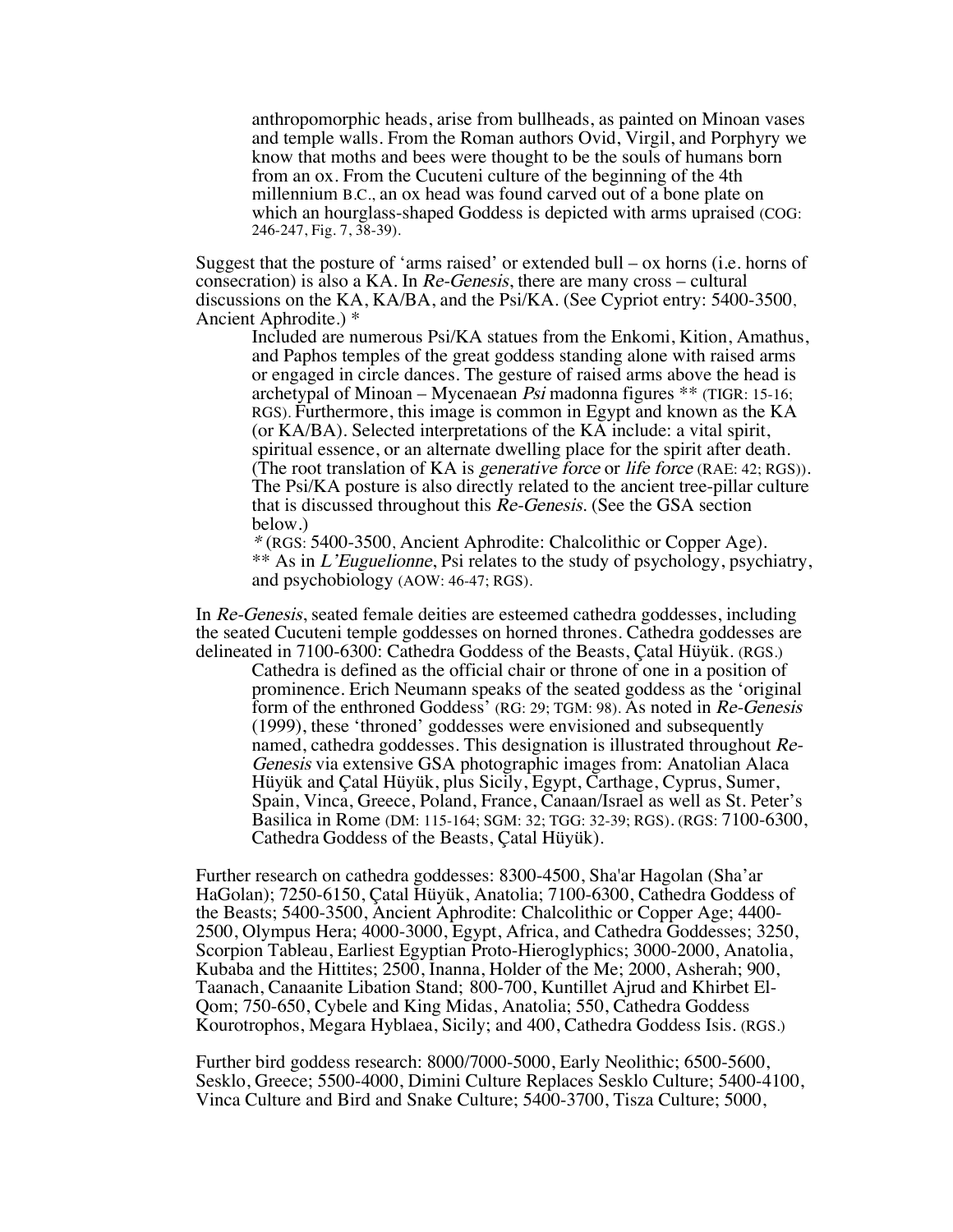anthropomorphic heads, arise from bullheads, as painted on Minoan vases and temple walls. From the Roman authors Ovid, Virgil, and Porphyry we know that moths and bees were thought to be the souls of humans born from an ox. From the Cucuteni culture of the beginning of the 4th millennium B.C., an ox head was found carved out of a bone plate on which an hourglass-shaped Goddess is depicted with arms upraised (COG: 246-247, Fig. 7, 38-39).

Suggest that the posture of 'arms raised' or extended bull – ox horns (i.e. horns of consecration) is also a KA. In *Re-Genesis*, there are many cross – cultural discussions on the KA, KA/BA, and the Psi/KA. (See Cypriot entry: 5400-3500, Ancient Aphrodite.) *

> Included are numerous Psi/KA statues from the Enkomi, Kition, Amathus, and Paphos temples of the great goddess standing alone with raised arms or engaged in circle dances. The gesture of raised arms above the head is archetypal of Minoan – Mycenaean *Psi* madonna figures ** (TIGR: 15-16; RGS). Furthermore, this image is common in Egypt and known as the KA (or KA/BA). Selected interpretations of the KA include: a vital spirit, spiritual essence, or an alternate dwelling place for the spirit after death. (The root translation of KA is *generative force* or *life force* (RAE: 42; RGS)). The Psi/KA posture is also directly related to the ancient tree-pillar culture that is discussed throughout this *Re-Genesis*. (See the GSA section below.)
>
> * (RGS: 5400-3500, Ancient Aphrodite: Chalcolithic or Copper Age).
> ** As in *L'Euguelionne*, Psi relates to the study of psychology, psychiatry, and psychobiology (AOW: 46-47; RGS).

In *Re-Genesis*, seated female deities are esteemed cathedra goddesses, including the seated Cucuteni temple goddesses on horned thrones. Cathedra goddesses are delineated in 7100-6300: Cathedra Goddess of the Beasts, Çatal Hüyük. (RGS.)

> Cathedra is defined as the official chair or throne of one in a position of prominence. Erich Neumann speaks of the seated goddess as the 'original form of the enthroned Goddess' (RG: 29; TGM: 98). As noted in *Re-Genesis* (1999), these 'throned' goddesses were envisioned and subsequently named, cathedra goddesses. This designation is illustrated throughout *Re-Genesis* via extensive GSA photographic images from: Anatolian Alaca Hüyük and Çatal Hüyük, plus Sicily, Egypt, Carthage, Cyprus, Sumer, Spain, Vinca, Greece, Poland, France, Canaan/Israel as well as St. Peter's Basilica in Rome (DM: 115-164; SGM: 32; TGG: 32-39; RGS). (RGS: 7100-6300, Cathedra Goddess of the Beasts, Çatal Hüyük).

Further research on cathedra goddesses: 8300-4500, Sha'ar Hagolan (Sha'ar HaGolan); 7250-6150, Çatal Hüyük, Anatolia; 7100-6300, Cathedra Goddess of the Beasts; 5400-3500, Ancient Aphrodite: Chalcolithic or Copper Age; 4400-2500, Olympus Hera; 4000-3000, Egypt, Africa, and Cathedra Goddesses; 3250, Scorpion Tableau, Earliest Egyptian Proto-Hieroglyphics; 3000-2000, Anatolia, Kubaba and the Hittites; 2500, Inanna, Holder of the Me; 2000, Asherah; 900, Taanach, Canaanite Libation Stand; 800-700, Kuntillet Ajrud and Khirbet El-Qom; 750-650, Cybele and King Midas, Anatolia; 550, Cathedra Goddess Kourotrophos, Megara Hyblaea, Sicily; and 400, Cathedra Goddess Isis. (RGS.)

Further bird goddess research: 8000/7000-5000, Early Neolithic; 6500-5600, Sesklo, Greece; 5500-4000, Dimini Culture Replaces Sesklo Culture; 5400-4100, Vinca Culture and Bird and Snake Culture; 5400-3700, Tisza Culture; 5000,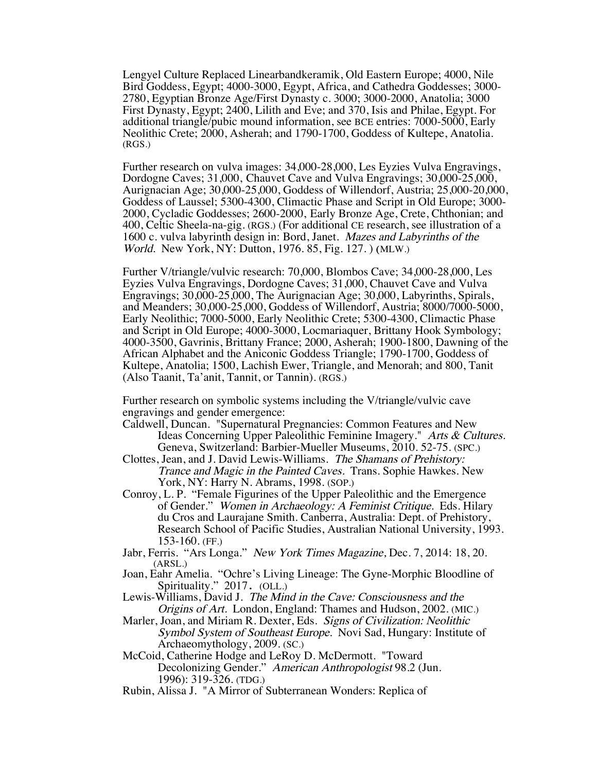Lengyel Culture Replaced Linearbandkeramik, Old Eastern Europe; 4000, Nile Bird Goddess, Egypt; 4000-3000, Egypt, Africa, and Cathedra Goddesses; 3000-2780, Egyptian Bronze Age/First Dynasty c. 3000; 3000-2000, Anatolia; 3000 First Dynasty, Egypt; 2400, Lilith and Eve; and 370, Isis and Philae, Egypt. For additional triangle/pubic mound information, see BCE entries: 7000-5000, Early Neolithic Crete; 2000, Asherah; and 1790-1700, Goddess of Kultepe, Anatolia. (RGS.)

Further research on vulva images: 34,000-28,000, Les Eyzies Vulva Engravings, Dordogne Caves; 31,000, Chauvet Cave and Vulva Engravings; 30,000-25,000, Aurignacian Age; 30,000-25,000, Goddess of Willendorf, Austria; 25,000-20,000, Goddess of Laussel; 5300-4300, Climactic Phase and Script in Old Europe; 3000-2000, Cycladic Goddesses; 2600-2000, Early Bronze Age, Crete, Chthonian; and 400, Celtic Sheela-na-gig. (RGS.) (For additional CE research, see illustration of a 1600 c. vulva labyrinth design in: Bord, Janet. *Mazes and Labyrinths of the World.* New York, NY: Dutton, 1976. 85, Fig. 127. ) (MLW.)

Further V/triangle/vulvic research: 70,000, Blombos Cave; 34,000-28,000, Les Eyzies Vulva Engravings, Dordogne Caves; 31,000, Chauvet Cave and Vulva Engravings; 30,000-25,000, The Aurignacian Age; 30,000, Labyrinths, Spirals, and Meanders; 30,000-25,000, Goddess of Willendorf, Austria; 8000/7000-5000, Early Neolithic; 7000-5000, Early Neolithic Crete; 5300-4300, Climactic Phase and Script in Old Europe; 4000-3000, Locmariaquer, Brittany Hook Symbology; 4000-3500, Gavrinis, Brittany France; 2000, Asherah; 1900-1800, Dawning of the African Alphabet and the Aniconic Goddess Triangle; 1790-1700, Goddess of Kultepe, Anatolia; 1500, Lachish Ewer, Triangle, and Menorah; and 800, Tanit (Also Taanit, Ta'anit, Tannit, or Tannin). (RGS.)

Further research on symbolic systems including the V/triangle/vulvic cave engravings and gender emergence:

Caldwell, Duncan. "Supernatural Pregnancies: Common Features and New Ideas Concerning Upper Paleolithic Feminine Imagery." *Arts & Cultures.* Geneva, Switzerland: Barbier-Mueller Museums, 2010. 52-75. (SPC.)

Clottes, Jean, and J. David Lewis-Williams. *The Shamans of Prehistory: Trance and Magic in the Painted Caves.* Trans. Sophie Hawkes. New York, NY: Harry N. Abrams, 1998. (SOP.)

Conroy, L. P. "Female Figurines of the Upper Paleolithic and the Emergence of Gender." *Women in Archaeology: A Feminist Critique.* Eds. Hilary du Cros and Laurajane Smith. Canberra, Australia: Dept. of Prehistory, Research School of Pacific Studies, Australian National University, 1993. 153-160. (FF.)

Jabr, Ferris. "Ars Longa." *New York Times Magazine,* Dec. 7, 2014: 18, 20. (ARSL.)

Joan, Eahr Amelia. "Ochre's Living Lineage: The Gyne-Morphic Bloodline of Spirituality." 2017. (OLL.)

Lewis-Williams, David J. *The Mind in the Cave: Consciousness and the Origins of Art.* London, England: Thames and Hudson, 2002. (MIC.)

Marler, Joan, and Miriam R. Dexter, Eds. *Signs of Civilization: Neolithic Symbol System of Southeast Europe.* Novi Sad, Hungary: Institute of Archaeomythology, 2009. (SC.)

McCoid, Catherine Hodge and LeRoy D. McDermott. "Toward Decolonizing Gender." *American Anthropologist* 98.2 (Jun. 1996): 319-326. (TDG.)

Rubin, Alissa J. "A Mirror of Subterranean Wonders: Replica of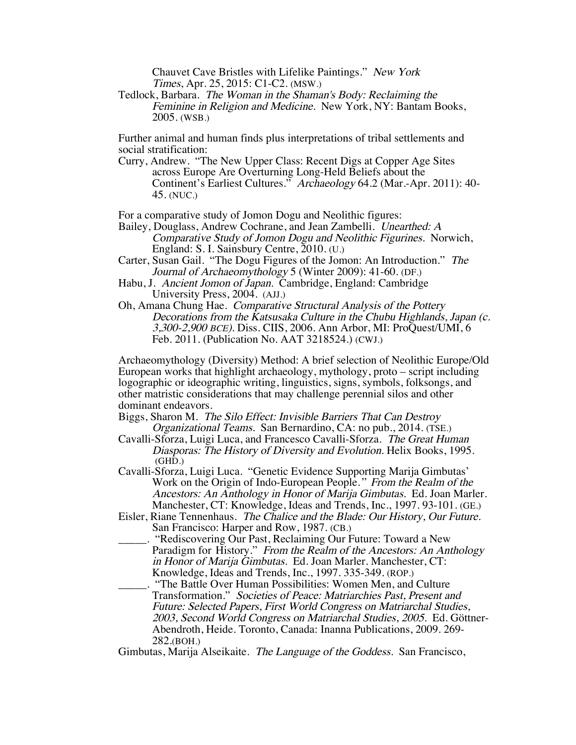Chauvet Cave Bristles with Lifelike Paintings." *New York Times*, Apr. 25, 2015: C1-C2. (MSW.)

Tedlock, Barbara. *The Woman in the Shaman's Body: Reclaiming the Feminine in Religion and Medicine.* New York, NY: Bantam Books, 2005. (WSB.)

Further animal and human finds plus interpretations of tribal settlements and social stratification:

Curry, Andrew. "The New Upper Class: Recent Digs at Copper Age Sites across Europe Are Overturning Long-Held Beliefs about the Continent's Earliest Cultures." *Archaeology* 64.2 (Mar.-Apr. 2011): 40-45. (NUC.)

For a comparative study of Jomon Dogu and Neolithic figures:

Bailey, Douglass, Andrew Cochrane, and Jean Zambelli. *Unearthed: A Comparative Study of Jomon Dogu and Neolithic Figurines.* Norwich, England: S. I. Sainsbury Centre, 2010. (U.)

Carter, Susan Gail. "The Dogu Figures of the Jomon: An Introduction." *The Journal of Archaeomythology* 5 (Winter 2009): 41-60. (DF.)

Habu, J. *Ancient Jomon of Japan.* Cambridge, England: Cambridge University Press, 2004. (AJJ.)

Oh, Amana Chung Hae. *Comparative Structural Analysis of the Pottery Decorations from the Katsusaka Culture in the Chubu Highlands, Japan (c. 3,300-2,900 BCE).* Diss. CIIS, 2006. Ann Arbor, MI: ProQuest/UMI, 6 Feb. 2011. (Publication No. AAT 3218524.) (CWJ.)

Archaeomythology (Diversity) Method: A brief selection of Neolithic Europe/Old European works that highlight archaeology, mythology, proto – script including logographic or ideographic writing, linguistics, signs, symbols, folksongs, and other matristic considerations that may challenge perennial silos and other dominant endeavors.

Biggs, Sharon M. *The Silo Effect: Invisible Barriers That Can Destroy Organizational Teams.* San Bernardino, CA: no pub., 2014. (TSE.)

Cavalli-Sforza, Luigi Luca, and Francesco Cavalli-Sforza. *The Great Human Diasporas: The History of Diversity and Evolution.* Helix Books, 1995. (GHD.)

Cavalli-Sforza, Luigi Luca. "Genetic Evidence Supporting Marija Gimbutas' Work on the Origin of Indo-European People." *From the Realm of the Ancestors: An Anthology in Honor of Marija Gimbutas.* Ed. Joan Marler. Manchester, CT: Knowledge, Ideas and Trends, Inc., 1997. 93-101. (GE.)

Eisler, Riane Tennenhaus. *The Chalice and the Blade: Our History, Our Future.* San Francisco: Harper and Row, 1987. (CB.)

_____. "Rediscovering Our Past, Reclaiming Our Future: Toward a New Paradigm for History." *From the Realm of the Ancestors: An Anthology in Honor of Marija Gimbutas.* Ed. Joan Marler. Manchester, CT: Knowledge, Ideas and Trends, Inc., 1997. 335-349. (ROP.)

_____. "The Battle Over Human Possibilities: Women Men, and Culture Transformation." *Societies of Peace: Matriarchies Past, Present and Future: Selected Papers, First World Congress on Matriarchal Studies, 2003, Second World Congress on Matriarchal Studies, 2005.* Ed. Göttner-Abendroth, Heide. Toronto, Canada: Inanna Publications, 2009. 269-282.(BOH.)

Gimbutas, Marija Alseikaite. *The Language of the Goddess.* San Francisco,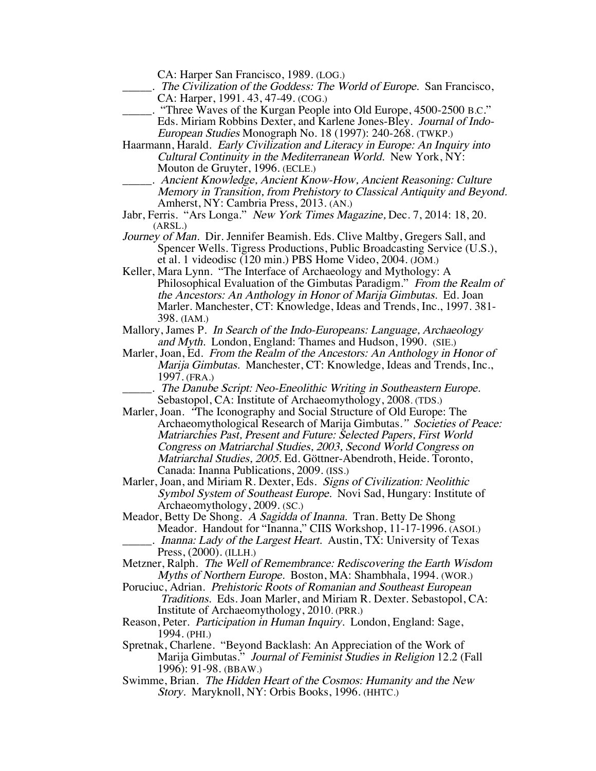CA: Harper San Francisco, 1989. (LOG.)

_____. *The Civilization of the Goddess: The World of Europe.* San Francisco, CA: Harper, 1991. 43, 47-49. (COG.)

_____. "Three Waves of the Kurgan People into Old Europe, 4500-2500 B.C." Eds. Miriam Robbins Dexter, and Karlene Jones-Bley. *Journal of Indo-European Studies* Monograph No. 18 (1997): 240-268. (TWKP.)

Haarmann, Harald. *Early Civilization and Literacy in Europe: An Inquiry into Cultural Continuity in the Mediterranean World.* New York, NY: Mouton de Gruyter, 1996. (ECLE.)

_____. *Ancient Knowledge, Ancient Know-How, Ancient Reasoning: Culture Memory in Transition, from Prehistory to Classical Antiquity and Beyond.* Amherst, NY: Cambria Press, 2013. (AN.)

Jabr, Ferris. "Ars Longa." *New York Times Magazine,* Dec. 7, 2014: 18, 20. (ARSL.)

*Journey of Man.* Dir. Jennifer Beamish. Eds. Clive Maltby, Gregers Sall, and Spencer Wells. Tigress Productions, Public Broadcasting Service (U.S.), et al. 1 videodisc (120 min.) PBS Home Video, 2004. (JOM.)

Keller, Mara Lynn. "The Interface of Archaeology and Mythology: A Philosophical Evaluation of the Gimbutas Paradigm." *From the Realm of the Ancestors: An Anthology in Honor of Marija Gimbutas.* Ed. Joan Marler. Manchester, CT: Knowledge, Ideas and Trends, Inc., 1997. 381-398. (IAM.)

Mallory, James P. *In Search of the Indo-Europeans: Language, Archaeology and Myth.* London, England: Thames and Hudson, 1990. (SIE.)

Marler, Joan, Ed. *From the Realm of the Ancestors: An Anthology in Honor of Marija Gimbutas.* Manchester, CT: Knowledge, Ideas and Trends, Inc., 1997. (FRA.)

_____. *The Danube Script: Neo-Eneolithic Writing in Southeastern Europe.* Sebastopol, CA: Institute of Archaeomythology, 2008. (TDS.)

Marler, Joan. "The Iconography and Social Structure of Old Europe: The Archaeomythological Research of Marija Gimbutas." *Societies of Peace: Matriarchies Past, Present and Future: Selected Papers, First World Congress on Matriarchal Studies, 2003, Second World Congress on Matriarchal Studies, 2005.* Ed. Göttner-Abendroth, Heide. Toronto, Canada: Inanna Publications, 2009. (ISS.)

Marler, Joan, and Miriam R. Dexter, Eds. *Signs of Civilization: Neolithic Symbol System of Southeast Europe.* Novi Sad, Hungary: Institute of Archaeomythology, 2009. (SC.)

Meador, Betty De Shong. *A Sagidda of Inanna.* Tran. Betty De Shong Meador. Handout for "Inanna," CIIS Workshop, 11-17-1996. (ASOI.)

_____. *Inanna: Lady of the Largest Heart.* Austin, TX: University of Texas Press, (2000). (ILLH.)

Metzner, Ralph. *The Well of Remembrance: Rediscovering the Earth Wisdom Myths of Northern Europe.* Boston, MA: Shambhala, 1994. (WOR.)

Poruciuc, Adrian. *Prehistoric Roots of Romanian and Southeast European Traditions.* Eds. Joan Marler, and Miriam R. Dexter. Sebastopol, CA: Institute of Archaeomythology, 2010. (PRR.)

Reason, Peter. *Participation in Human Inquiry.* London, England: Sage, 1994. (PHI.)

Spretnak, Charlene. "Beyond Backlash: An Appreciation of the Work of Marija Gimbutas." *Journal of Feminist Studies in Religion* 12.2 (Fall 1996): 91-98. (BBAW.)

Swimme, Brian. *The Hidden Heart of the Cosmos: Humanity and the New Story.* Maryknoll, NY: Orbis Books, 1996. (HHTC.)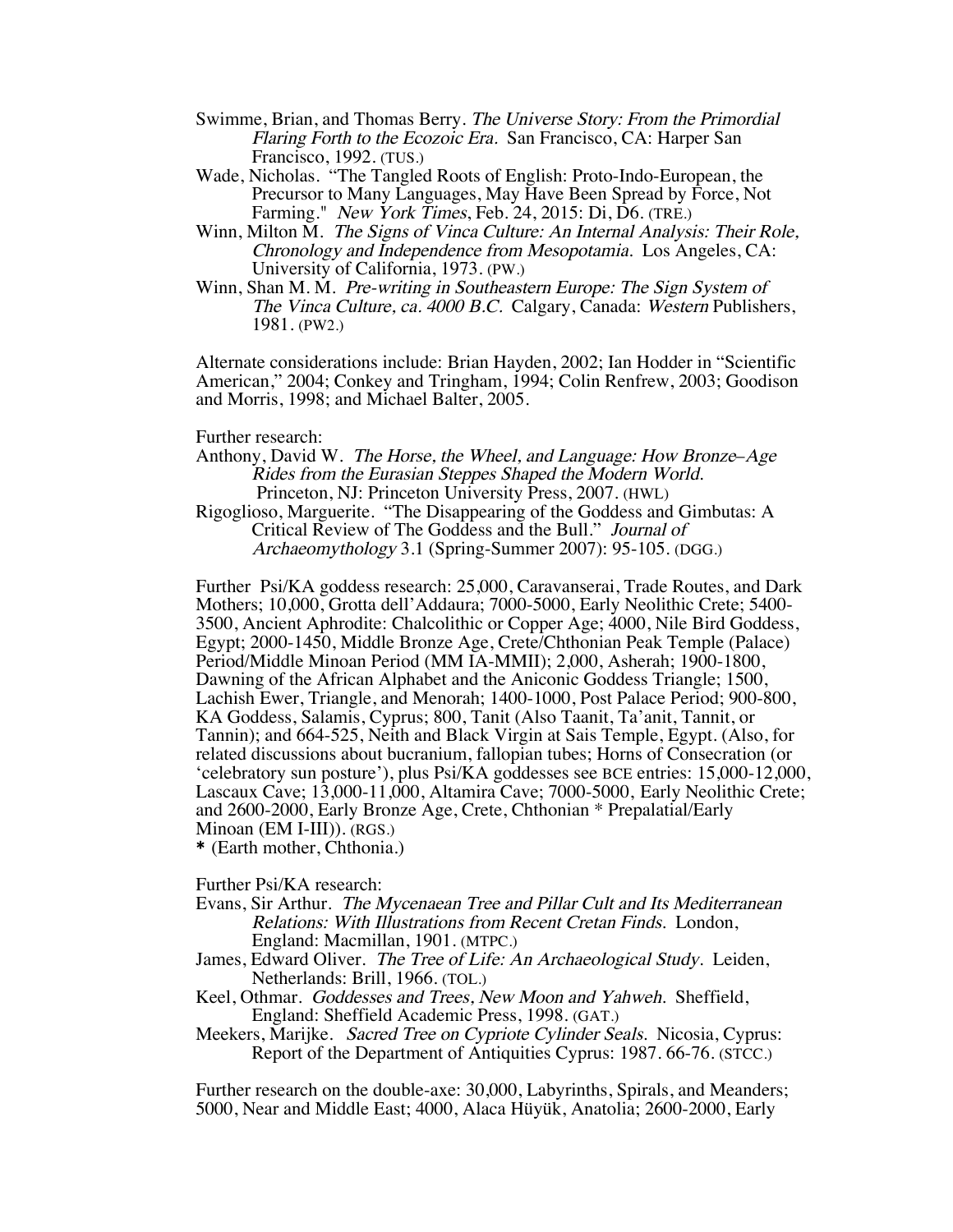Swimme, Brian, and Thomas Berry. *The Universe Story: From the Primordial Flaring Forth to the Ecozoic Era.* San Francisco, CA: Harper San Francisco, 1992. (TUS.)

Wade, Nicholas. "The Tangled Roots of English: Proto-Indo-European, the Precursor to Many Languages, May Have Been Spread by Force, Not Farming." *New York Times*, Feb. 24, 2015: Di, D6. (TRE.)

Winn, Milton M. *The Signs of Vinca Culture: An Internal Analysis: Their Role, Chronology and Independence from Mesopotamia.* Los Angeles, CA: University of California, 1973. (PW.)

Winn, Shan M. M. *Pre-writing in Southeastern Europe: The Sign System of The Vinca Culture, ca. 4000 B.C.* Calgary, Canada: *Western* Publishers, 1981. (PW2.)

Alternate considerations include: Brian Hayden, 2002; Ian Hodder in "Scientific American," 2004; Conkey and Tringham, 1994; Colin Renfrew, 2003; Goodison and Morris, 1998; and Michael Balter, 2005.

Further research:

Anthony, David W. *The Horse, the Wheel, and Language: How Bronze–Age Rides from the Eurasian Steppes Shaped the Modern World.* Princeton, NJ: Princeton University Press, 2007. (HWL)

Rigoglioso, Marguerite. "The Disappearing of the Goddess and Gimbutas: A Critical Review of The Goddess and the Bull." *Journal of Archaeomythology* 3.1 (Spring-Summer 2007): 95-105. (DGG.)

Further Psi/KA goddess research: 25,000, Caravanserai, Trade Routes, and Dark Mothers; 10,000, Grotta dell'Addaura; 7000-5000, Early Neolithic Crete; 5400-3500, Ancient Aphrodite: Chalcolithic or Copper Age; 4000, Nile Bird Goddess, Egypt; 2000-1450, Middle Bronze Age, Crete/Chthonian Peak Temple (Palace) Period/Middle Minoan Period (MM IA-MMII); 2,000, Asherah; 1900-1800, Dawning of the African Alphabet and the Aniconic Goddess Triangle; 1500, Lachish Ewer, Triangle, and Menorah; 1400-1000, Post Palace Period; 900-800, KA Goddess, Salamis, Cyprus; 800, Tanit (Also Taanit, Ta'anit, Tannit, or Tannin); and 664-525, Neith and Black Virgin at Sais Temple, Egypt. (Also, for related discussions about bucranium, fallopian tubes; Horns of Consecration (or 'celebratory sun posture'), plus Psi/KA goddesses see BCE entries: 15,000-12,000, Lascaux Cave; 13,000-11,000, Altamira Cave; 7000-5000, Early Neolithic Crete; and 2600-2000, Early Bronze Age, Crete, Chthonian * Prepalatial/Early Minoan (EM I-III)). (RGS.)
* (Earth mother, Chthonia.)

Further Psi/KA research:

Evans, Sir Arthur. *The Mycenaean Tree and Pillar Cult and Its Mediterranean Relations: With Illustrations from Recent Cretan Finds.* London, England: Macmillan, 1901. (MTPC.)

James, Edward Oliver. *The Tree of Life: An Archaeological Study.* Leiden, Netherlands: Brill, 1966. (TOL.)

Keel, Othmar. *Goddesses and Trees, New Moon and Yahweh.* Sheffield, England: Sheffield Academic Press, 1998. (GAT.)

Meekers, Marijke. *Sacred Tree on Cypriote Cylinder Seals.* Nicosia, Cyprus: Report of the Department of Antiquities Cyprus: 1987. 66-76. (STCC.)

Further research on the double-axe: 30,000, Labyrinths, Spirals, and Meanders; 5000, Near and Middle East; 4000, Alaca Hüyük, Anatolia; 2600-2000, Early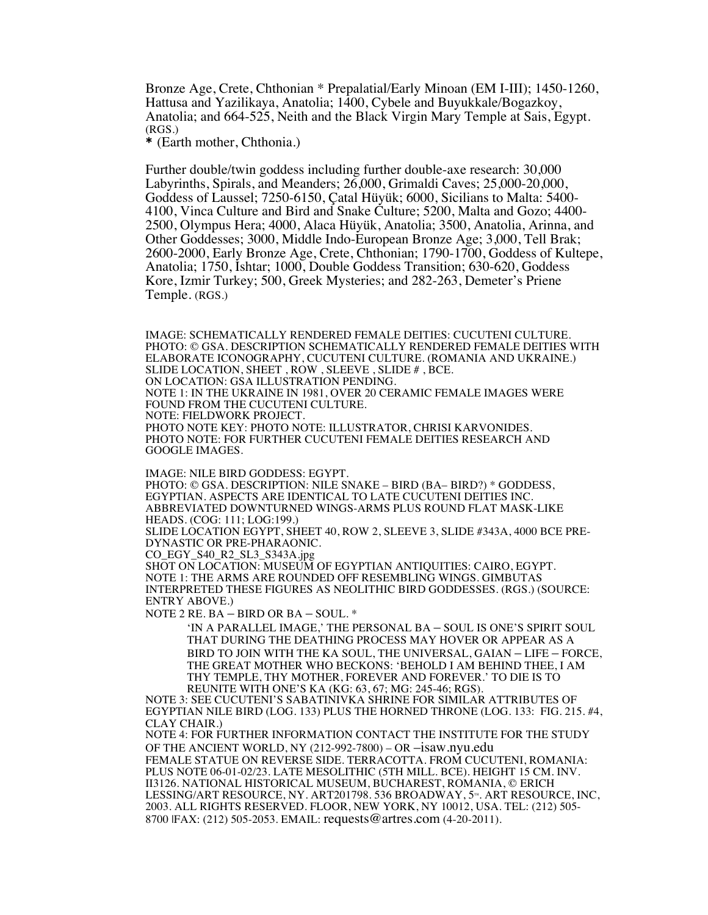Bronze Age, Crete, Chthonian * Prepalatial/Early Minoan (EM I-III); 1450-1260, Hattusa and Yazilikaya, Anatolia; 1400, Cybele and Buyukkale/Bogazkoy, Anatolia; and 664-525, Neith and the Black Virgin Mary Temple at Sais, Egypt. (RGS.)

**\*** (Earth mother, Chthonia.)

Further double/twin goddess including further double-axe research: 30,000 Labyrinths, Spirals, and Meanders; 26,000, Grimaldi Caves; 25,000-20,000, Goddess of Laussel; 7250-6150, Çatal Hüyük; 6000, Sicilians to Malta: 5400-4100, Vinca Culture and Bird and Snake Culture; 5200, Malta and Gozo; 4400-2500, Olympus Hera; 4000, Alaca Hüyük, Anatolia; 3500, Anatolia, Arinna, and Other Goddesses; 3000, Middle Indo-European Bronze Age; 3,000, Tell Brak; 2600-2000, Early Bronze Age, Crete, Chthonian; 1790-1700, Goddess of Kultepe, Anatolia; 1750, Ishtar; 1000, Double Goddess Transition; 630-620, Goddess Kore, Izmir Turkey; 500, Greek Mysteries; and 282-263, Demeter's Priene Temple. (RGS.)

IMAGE: SCHEMATICALLY RENDERED FEMALE DEITIES: CUCUTENI CULTURE.
PHOTO: © GSA. DESCRIPTION SCHEMATICALLY RENDERED FEMALE DEITIES WITH ELABORATE ICONOGRAPHY, CUCUTENI CULTURE. (ROMANIA AND UKRAINE.)
SLIDE LOCATION, SHEET , ROW , SLEEVE , SLIDE # , BCE.
ON LOCATION: GSA ILLUSTRATION PENDING.
NOTE 1: IN THE UKRAINE IN 1981, OVER 20 CERAMIC FEMALE IMAGES WERE FOUND FROM THE CUCUTENI CULTURE.
NOTE: FIELDWORK PROJECT.
PHOTO NOTE KEY: PHOTO NOTE: ILLUSTRATOR, CHRISI KARVONIDES.
PHOTO NOTE: FOR FURTHER CUCUTENI FEMALE DEITIES RESEARCH AND GOOGLE IMAGES.

IMAGE: NILE BIRD GODDESS: EGYPT.
PHOTO: © GSA. DESCRIPTION: NILE SNAKE – BIRD (BA– BIRD?) * GODDESS, EGYPTIAN. ASPECTS ARE IDENTICAL TO LATE CUCUTENI DEITIES INC. ABBREVIATED DOWNTURNED WINGS-ARMS PLUS ROUND FLAT MASK-LIKE HEADS. (COG: 111; LOG:199.)
SLIDE LOCATION EGYPT, SHEET 40, ROW 2, SLEEVE 3, SLIDE #343A, 4000 BCE PRE-DYNASTIC OR PRE-PHARAONIC.
CO_EGY_S40_R2_SL3_S343A.jpg
SHOT ON LOCATION: MUSEUM OF EGYPTIAN ANTIQUITIES: CAIRO, EGYPT.
NOTE 1: THE ARMS ARE ROUNDED OFF RESEMBLING WINGS. GIMBUTAS INTERPRETED THESE FIGURES AS NEOLITHIC BIRD GODDESSES. (RGS.) (SOURCE: ENTRY ABOVE.)
NOTE 2 RE. BA – BIRD OR BA – SOUL. *

> 'IN A PARALLEL IMAGE,' THE PERSONAL BA – SOUL IS ONE'S SPIRIT SOUL THAT DURING THE DEATHING PROCESS MAY HOVER OR APPEAR AS A BIRD TO JOIN WITH THE KA SOUL, THE UNIVERSAL, GAIAN – LIFE – FORCE, THE GREAT MOTHER WHO BECKONS: 'BEHOLD I AM BEHIND THEE, I AM THY TEMPLE, THY MOTHER, FOREVER AND FOREVER.' TO DIE IS TO REUNITE WITH ONE'S KA (KG: 63, 67; MG: 245-46; RGS).

NOTE 3: SEE CUCUTENI'S SABATINIVKA SHRINE FOR SIMILAR ATTRIBUTES OF EGYPTIAN NILE BIRD (LOG. 133) PLUS THE HORNED THRONE (LOG. 133: FIG. 215. #4, CLAY CHAIR.)
NOTE 4: FOR FURTHER INFORMATION CONTACT THE INSTITUTE FOR THE STUDY OF THE ANCIENT WORLD, NY (212-992-7800) – OR –isaw.nyu.edu
FEMALE STATUE ON REVERSE SIDE. TERRACOTTA. FROM CUCUTENI, ROMANIA: PLUS NOTE 06-01-02/23. LATE MESOLITHIC (5TH MILL. BCE). HEIGHT 15 CM. INV. II3126. NATIONAL HISTORICAL MUSEUM, BUCHAREST, ROMANIA, © ERICH LESSING/ART RESOURCE, NY. ART201798. 536 BROADWAY, 5TH. ART RESOURCE, INC, 2003. ALL RIGHTS RESERVED. FLOOR, NEW YORK, NY 10012, USA. TEL: (212) 505-8700 |FAX: (212) 505-2053. EMAIL: requests@artres.com (4-20-2011).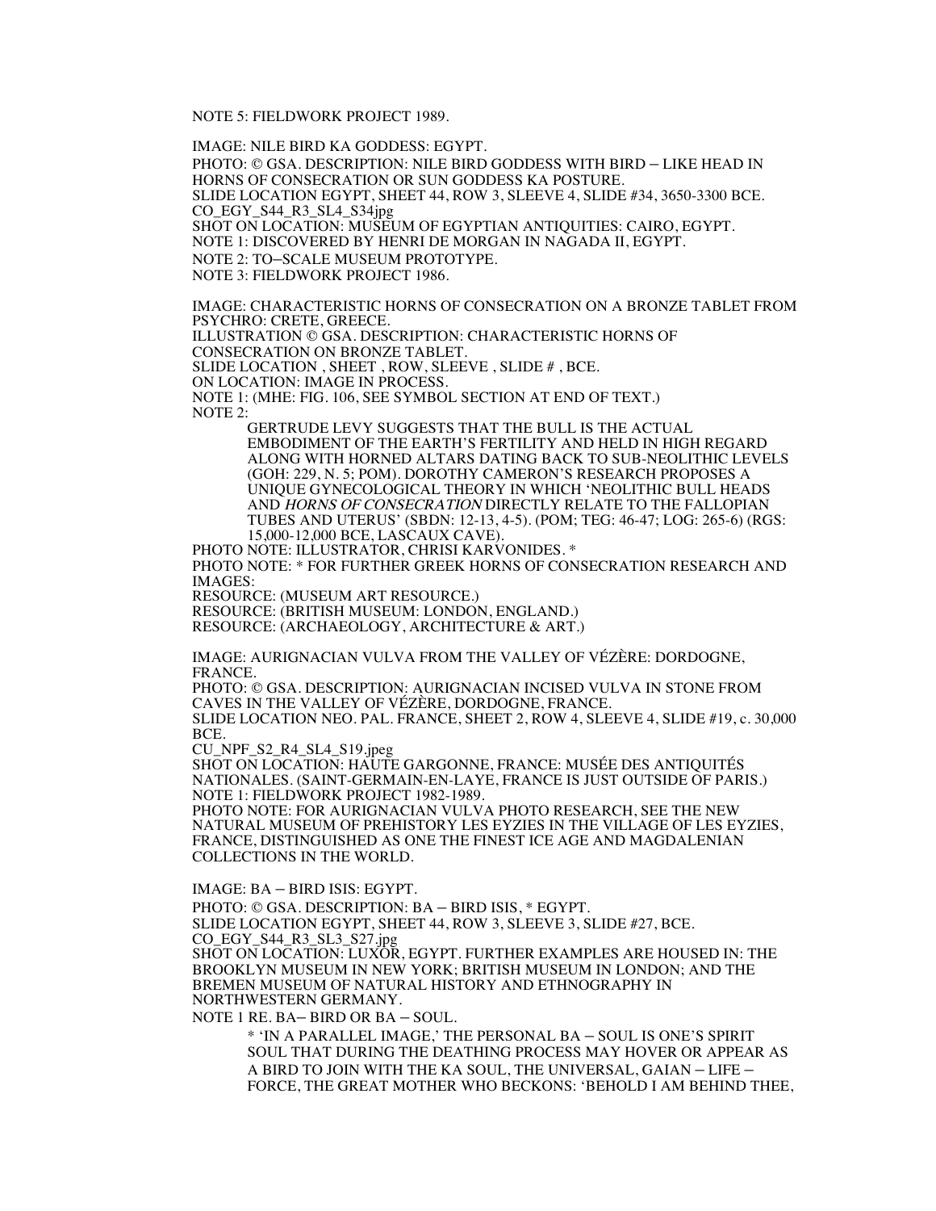NOTE 5: FIELDWORK PROJECT 1989.

IMAGE: NILE BIRD KA GODDESS: EGYPT.

PHOTO: © GSA. DESCRIPTION: NILE BIRD GODDESS WITH BIRD – LIKE HEAD IN HORNS OF CONSECRATION OR SUN GODDESS KA POSTURE.
SLIDE LOCATION EGYPT, SHEET 44, ROW 3, SLEEVE 4, SLIDE #34, 3650-3300 BCE.
CO_EGY_S44_R3_SL4_S34jpg
SHOT ON LOCATION: MUSEUM OF EGYPTIAN ANTIQUITIES: CAIRO, EGYPT.
NOTE 1: DISCOVERED BY HENRI DE MORGAN IN NAGADA II, EGYPT.
NOTE 2: TO–SCALE MUSEUM PROTOTYPE.
NOTE 3: FIELDWORK PROJECT 1986.

IMAGE: CHARACTERISTIC HORNS OF CONSECRATION ON A BRONZE TABLET FROM PSYCHRO: CRETE, GREECE.
ILLUSTRATION © GSA. DESCRIPTION: CHARACTERISTIC HORNS OF CONSECRATION ON BRONZE TABLET.
SLIDE LOCATION , SHEET , ROW, SLEEVE , SLIDE # , BCE.
ON LOCATION: IMAGE IN PROCESS.
NOTE 1: (MHE: FIG. 106, SEE SYMBOL SECTION AT END OF TEXT.)
NOTE 2:

> GERTRUDE LEVY SUGGESTS THAT THE BULL IS THE ACTUAL EMBODIMENT OF THE EARTH'S FERTILITY AND HELD IN HIGH REGARD ALONG WITH HORNED ALTARS DATING BACK TO SUB-NEOLITHIC LEVELS (GOH: 229, N. 5; POM). DOROTHY CAMERON'S RESEARCH PROPOSES A UNIQUE GYNECOLOGICAL THEORY IN WHICH 'NEOLITHIC BULL HEADS AND *HORNS OF CONSECRATION* DIRECTLY RELATE TO THE FALLOPIAN TUBES AND UTERUS' (SBDN: 12-13, 4-5). (POM; TEG: 46-47; LOG: 265-6) (RGS: 15,000-12,000 BCE, LASCAUX CAVE).

PHOTO NOTE: ILLUSTRATOR, CHRISI KARVONIDES. *
PHOTO NOTE: * FOR FURTHER GREEK HORNS OF CONSECRATION RESEARCH AND IMAGES:
RESOURCE: (MUSEUM ART RESOURCE.)
RESOURCE: (BRITISH MUSEUM: LONDON, ENGLAND.)
RESOURCE: (ARCHAEOLOGY, ARCHITECTURE & ART.)

IMAGE: AURIGNACIAN VULVA FROM THE VALLEY OF VÉZÈRE: DORDOGNE, FRANCE.
PHOTO: © GSA. DESCRIPTION: AURIGNACIAN INCISED VULVA IN STONE FROM CAVES IN THE VALLEY OF VÉZÈRE, DORDOGNE, FRANCE.
SLIDE LOCATION NEO. PAL. FRANCE, SHEET 2, ROW 4, SLEEVE 4, SLIDE #19, c. 30,000 BCE.
CU_NPF_S2_R4_SL4_S19.jpeg
SHOT ON LOCATION: HAUTE GARGONNE, FRANCE: MUSÉE DES ANTIQUITÉS NATIONALES. (SAINT-GERMAIN-EN-LAYE, FRANCE IS JUST OUTSIDE OF PARIS.)
NOTE 1: FIELDWORK PROJECT 1982-1989.
PHOTO NOTE: FOR AURIGNACIAN VULVA PHOTO RESEARCH, SEE THE NEW NATURAL MUSEUM OF PREHISTORY LES EYZIES IN THE VILLAGE OF LES EYZIES, FRANCE, DISTINGUISHED AS ONE THE FINEST ICE AGE AND MAGDALENIAN COLLECTIONS IN THE WORLD.

IMAGE: BA – BIRD ISIS: EGYPT.
PHOTO: © GSA. DESCRIPTION: BA – BIRD ISIS, * EGYPT.
SLIDE LOCATION EGYPT, SHEET 44, ROW 3, SLEEVE 3, SLIDE #27, BCE.
CO_EGY_S44_R3_SL3_S27.jpg
SHOT ON LOCATION: LUXOR, EGYPT. FURTHER EXAMPLES ARE HOUSED IN: THE BROOKLYN MUSEUM IN NEW YORK; BRITISH MUSEUM IN LONDON; AND THE BREMEN MUSEUM OF NATURAL HISTORY AND ETHNOGRAPHY IN NORTHWESTERN GERMANY.
NOTE 1 RE. BA– BIRD OR BA – SOUL.

> * 'IN A PARALLEL IMAGE,' THE PERSONAL BA – SOUL IS ONE'S SPIRIT SOUL THAT DURING THE DEATHING PROCESS MAY HOVER OR APPEAR AS A BIRD TO JOIN WITH THE KA SOUL, THE UNIVERSAL, GAIAN – LIFE – FORCE, THE GREAT MOTHER WHO BECKONS: 'BEHOLD I AM BEHIND THEE,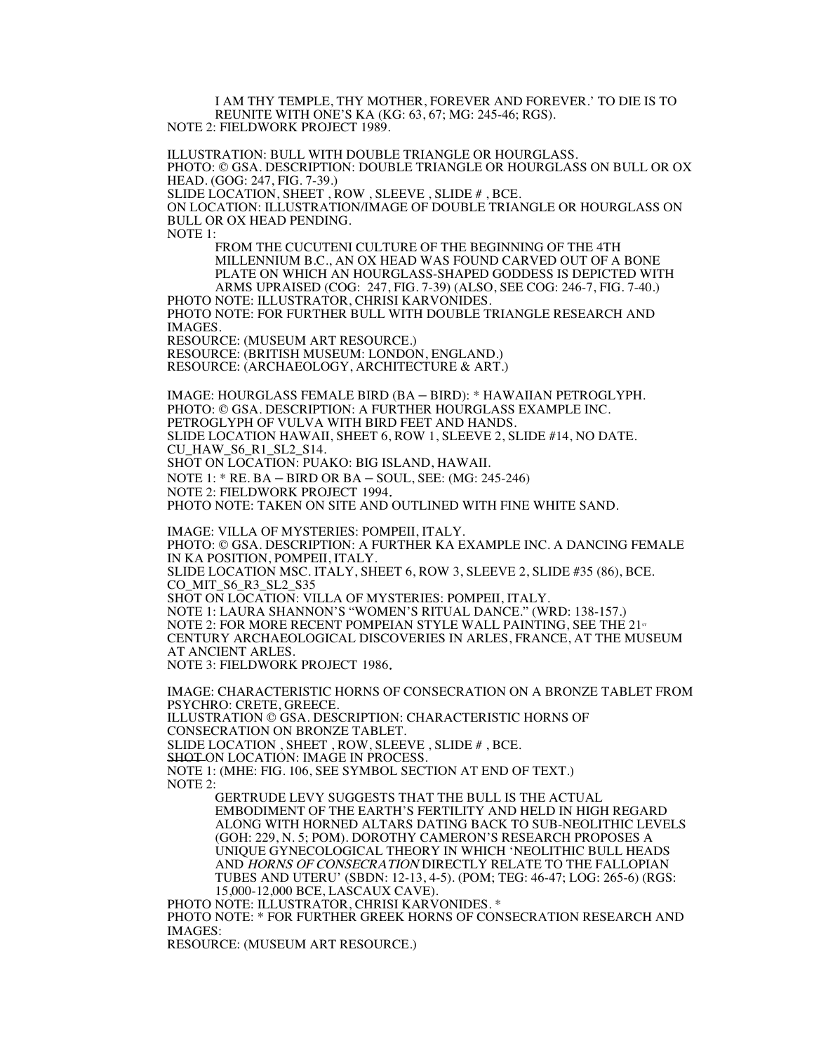I AM THY TEMPLE, THY MOTHER, FOREVER AND FOREVER.' TO DIE IS TO REUNITE WITH ONE'S KA (KG: 63, 67; MG: 245-46; RGS).

NOTE 2: FIELDWORK PROJECT 1989.

ILLUSTRATION: BULL WITH DOUBLE TRIANGLE OR HOURGLASS.
PHOTO: © GSA. DESCRIPTION: DOUBLE TRIANGLE OR HOURGLASS ON BULL OR OX HEAD. (GOG: 247, FIG. 7-39.)
SLIDE LOCATION, SHEET , ROW , SLEEVE , SLIDE # , BCE.
ON LOCATION: ILLUSTRATION/IMAGE OF DOUBLE TRIANGLE OR HOURGLASS ON BULL OR OX HEAD PENDING.
NOTE 1:

FROM THE CUCUTENI CULTURE OF THE BEGINNING OF THE 4TH MILLENNIUM B.C., AN OX HEAD WAS FOUND CARVED OUT OF A BONE PLATE ON WHICH AN HOURGLASS-SHAPED GODDESS IS DEPICTED WITH ARMS UPRAISED (COG: 247, FIG. 7-39) (ALSO, SEE COG: 246-7, FIG. 7-40.)

PHOTO NOTE: ILLUSTRATOR, CHRISI KARVONIDES.
PHOTO NOTE: FOR FURTHER BULL WITH DOUBLE TRIANGLE RESEARCH AND IMAGES.
RESOURCE: (MUSEUM ART RESOURCE.)
RESOURCE: (BRITISH MUSEUM: LONDON, ENGLAND.)
RESOURCE: (ARCHAEOLOGY, ARCHITECTURE & ART.)

IMAGE: HOURGLASS FEMALE BIRD (BA – BIRD): * HAWAIIAN PETROGLYPH.
PHOTO: © GSA. DESCRIPTION: A FURTHER HOURGLASS EXAMPLE INC. PETROGLYPH OF VULVA WITH BIRD FEET AND HANDS.
SLIDE LOCATION HAWAII, SHEET 6, ROW 1, SLEEVE 2, SLIDE #14, NO DATE.
CU_HAW_S6_R1_SL2_S14.
SHOT ON LOCATION: PUAKO: BIG ISLAND, HAWAII.
NOTE 1: * RE. BA – BIRD OR BA – SOUL, SEE: (MG: 245-246)
NOTE 2: FIELDWORK PROJECT 1994.
PHOTO NOTE: TAKEN ON SITE AND OUTLINED WITH FINE WHITE SAND.

IMAGE: VILLA OF MYSTERIES: POMPEII, ITALY.
PHOTO: © GSA. DESCRIPTION: A FURTHER KA EXAMPLE INC. A DANCING FEMALE IN KA POSITION, POMPEII, ITALY.
SLIDE LOCATION MSC. ITALY, SHEET 6, ROW 3, SLEEVE 2, SLIDE #35 (86), BCE.
CO_MIT_S6_R3_SL2_S35
SHOT ON LOCATION: VILLA OF MYSTERIES: POMPEII, ITALY.
NOTE 1: LAURA SHANNON'S "WOMEN'S RITUAL DANCE." (WRD: 138-157.)
NOTE 2: FOR MORE RECENT POMPEIAN STYLE WALL PAINTING, SEE THE 21ST CENTURY ARCHAEOLOGICAL DISCOVERIES IN ARLES, FRANCE, AT THE MUSEUM AT ANCIENT ARLES.
NOTE 3: FIELDWORK PROJECT 1986.

IMAGE: CHARACTERISTIC HORNS OF CONSECRATION ON A BRONZE TABLET FROM PSYCHRO: CRETE, GREECE.
ILLUSTRATION © GSA. DESCRIPTION: CHARACTERISTIC HORNS OF CONSECRATION ON BRONZE TABLET.
SLIDE LOCATION , SHEET , ROW, SLEEVE , SLIDE # , BCE.
~~SHOT~~ ON LOCATION: IMAGE IN PROCESS.
NOTE 1: (MHE: FIG. 106, SEE SYMBOL SECTION AT END OF TEXT.)
NOTE 2:

GERTRUDE LEVY SUGGESTS THAT THE BULL IS THE ACTUAL EMBODIMENT OF THE EARTH'S FERTILITY AND HELD IN HIGH REGARD ALONG WITH HORNED ALTARS DATING BACK TO SUB-NEOLITHIC LEVELS (GOH: 229, N. 5; POM). DOROTHY CAMERON'S RESEARCH PROPOSES A UNIQUE GYNECOLOGICAL THEORY IN WHICH 'NEOLITHIC BULL HEADS AND *HORNS OF CONSECRATION* DIRECTLY RELATE TO THE FALLOPIAN TUBES AND UTERU' (SBDN: 12-13, 4-5). (POM; TEG: 46-47; LOG: 265-6) (RGS: 15,000-12,000 BCE, LASCAUX CAVE).

PHOTO NOTE: ILLUSTRATOR, CHRISI KARVONIDES. *
PHOTO NOTE: * FOR FURTHER GREEK HORNS OF CONSECRATION RESEARCH AND IMAGES:
RESOURCE: (MUSEUM ART RESOURCE.)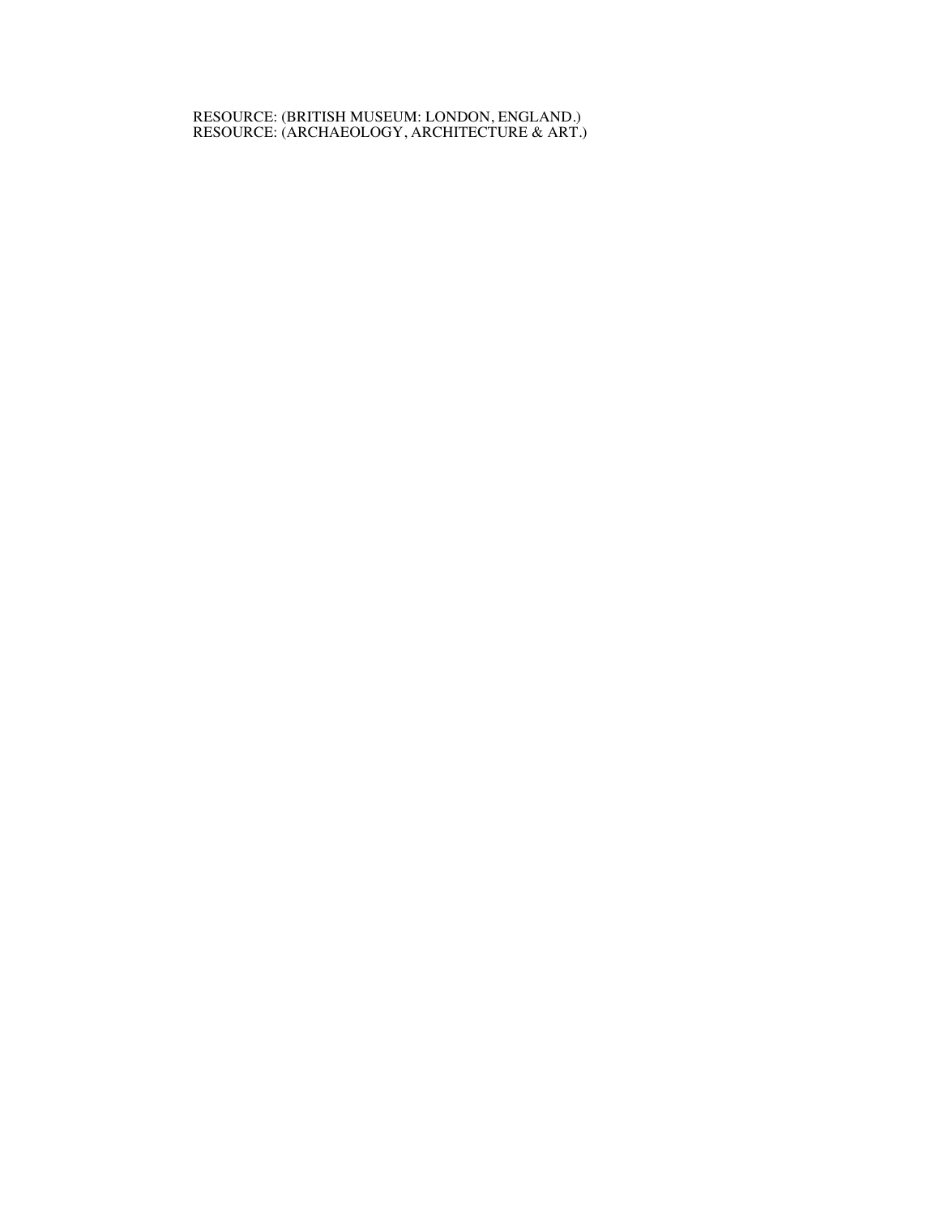RESOURCE: (BRITISH MUSEUM: LONDON, ENGLAND.)
RESOURCE: (ARCHAEOLOGY, ARCHITECTURE & ART.)